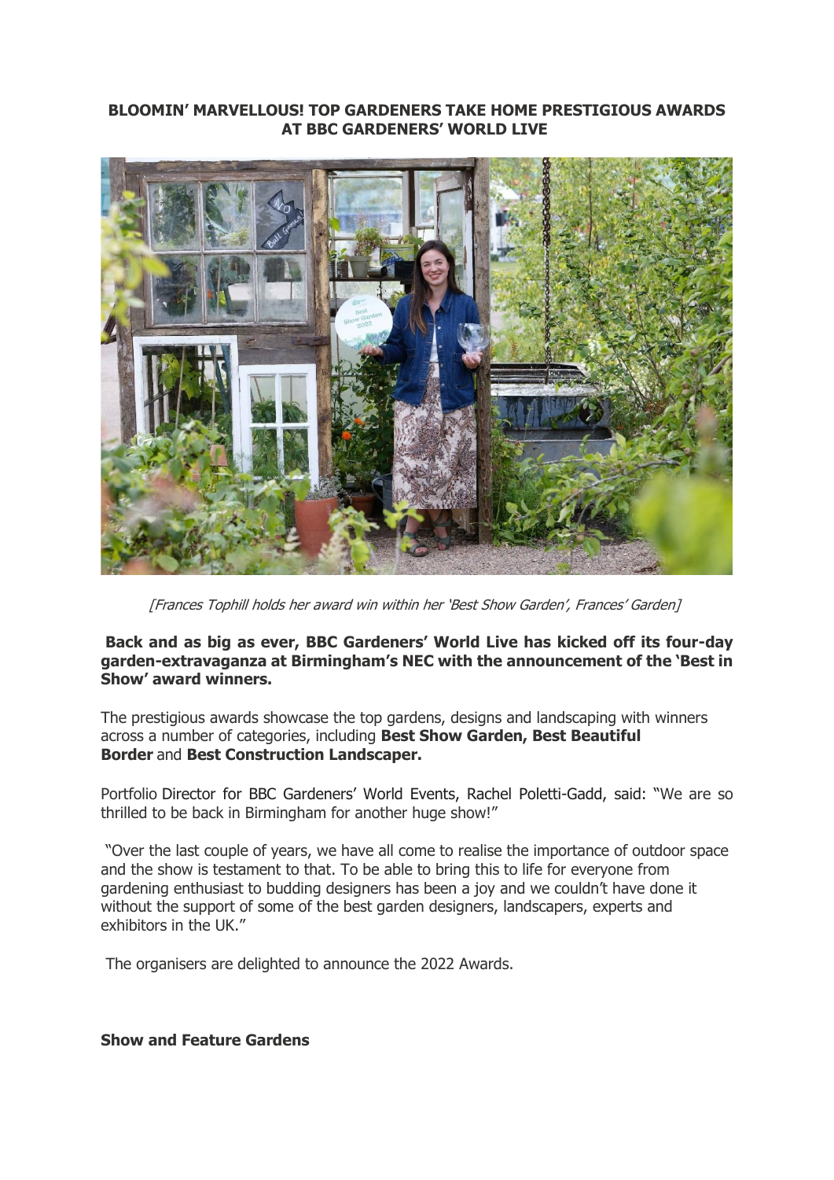**BLOOMIN' MARVELLOUS! TOP GARDENERS TAKE HOME PRESTIGIOUS AWARDS AT BBC GARDENERS' WORLD LIVE**

*[Frances Tophill holds her award win within her 'Best Show Garden', Frances' Garden]*

**Back and as big as ever, BBC Gardeners' World Live has kicked off its four-day garden-extravaganza at Birmingham's NEC with the announcement of the 'Best in Show' award winners.**

The prestigious awards showcase the top gardens, designs and landscaping with winners across a number of categories, including **Best Show Garden, Best Beautiful Border** and **Best Construction Landscaper.**

Portfolio Director for BBC Gardeners' World Events, Rachel Poletti-Gadd, said: "We are so thrilled to be back in Birmingham for another huge show!"

"Over the last couple of years, we have all come to realise the importance of outdoor space and the show is testament to that. To be able to bring this to life for everyone from gardening enthusiast to budding designers has been a joy and we couldn't have done it without the support of some of the best garden designers, landscapers, experts and exhibitors in the UK."

The organisers are delighted to announce the 2022 Awards.

**Show and Feature Gardens**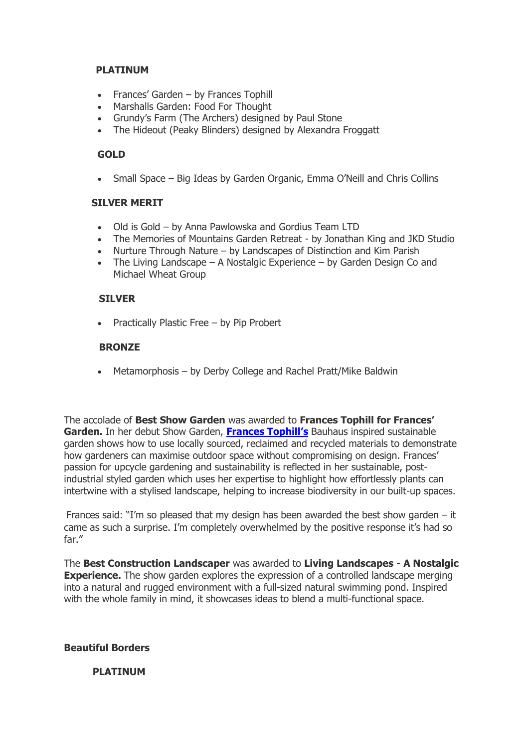**PLATINUM**

- Frances' Garden – by Frances Tophill
- Marshalls Garden: Food For Thought
- Grundy's Farm (The Archers) designed by Paul Stone
- The Hideout (Peaky Blinders) designed by Alexandra Froggatt

**GOLD**

- Small Space – Big Ideas by Garden Organic, Emma O'Neill and Chris Collins

**SILVER MERIT**

- Old is Gold – by Anna Pawlowska and Gordius Team LTD
- The Memories of Mountains Garden Retreat - by Jonathan King and JKD Studio
- Nurture Through Nature – by Landscapes of Distinction and Kim Parish
- The Living Landscape – A Nostalgic Experience – by Garden Design Co and Michael Wheat Group

**SILVER**

- Practically Plastic Free – by Pip Probert

**BRONZE**

- Metamorphosis – by Derby College and Rachel Pratt/Mike Baldwin

The accolade of **Best Show Garden** was awarded to **Frances Tophill for Frances' Garden.** In her debut Show Garden, **Frances Tophill's** Bauhaus inspired sustainable garden shows how to use locally sourced, reclaimed and recycled materials to demonstrate how gardeners can maximise outdoor space without compromising on design. Frances' passion for upcycle gardening and sustainability is reflected in her sustainable, post-industrial styled garden which uses her expertise to highlight how effortlessly plants can intertwine with a stylised landscape, helping to increase biodiversity in our built-up spaces.

Frances said: "I'm so pleased that my design has been awarded the best show garden – it came as such a surprise. I'm completely overwhelmed by the positive response it's had so far."

The **Best Construction Landscaper** was awarded to **Living Landscapes - A Nostalgic Experience.** The show garden explores the expression of a controlled landscape merging into a natural and rugged environment with a full-sized natural swimming pond. Inspired with the whole family in mind, it showcases ideas to blend a multi-functional space.

**Beautiful Borders**

**PLATINUM**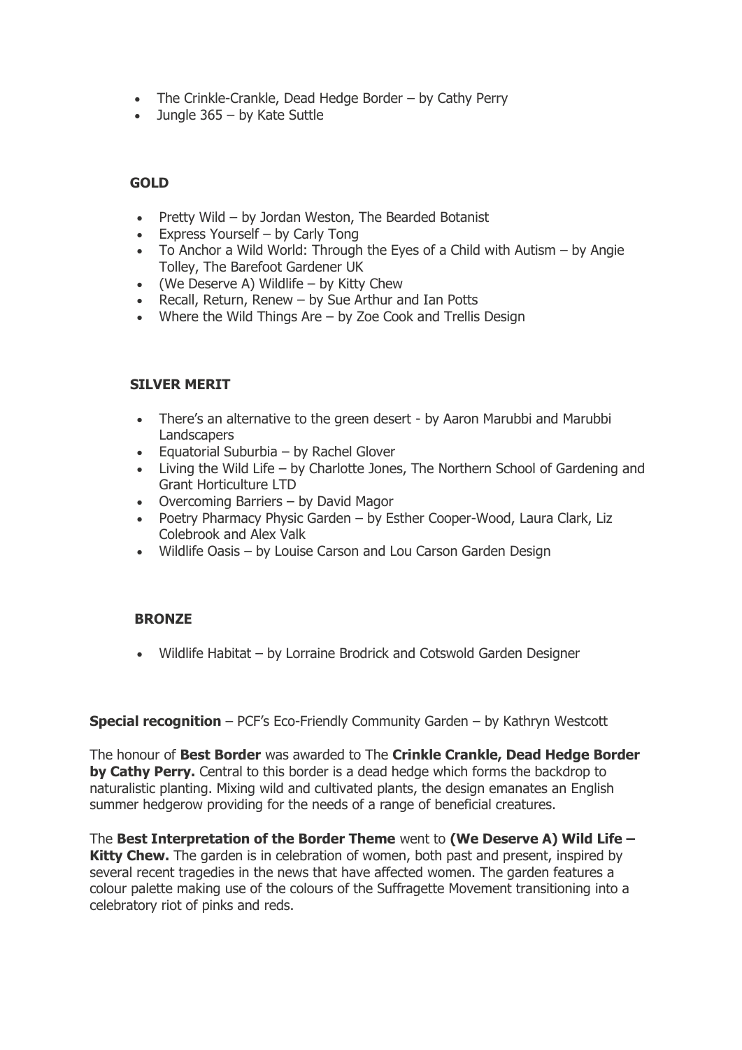- The Crinkle-Crankle, Dead Hedge Border – by Cathy Perry
- Jungle 365 – by Kate Suttle

## GOLD

- Pretty Wild – by Jordan Weston, The Bearded Botanist
- Express Yourself – by Carly Tong
- To Anchor a Wild World: Through the Eyes of a Child with Autism – by Angie Tolley, The Barefoot Gardener UK
- (We Deserve A) Wildlife – by Kitty Chew
- Recall, Return, Renew – by Sue Arthur and Ian Potts
- Where the Wild Things Are – by Zoe Cook and Trellis Design

## SILVER MERIT

- There's an alternative to the green desert - by Aaron Marubbi and Marubbi Landscapers
- Equatorial Suburbia – by Rachel Glover
- Living the Wild Life – by Charlotte Jones, The Northern School of Gardening and Grant Horticulture LTD
- Overcoming Barriers – by David Magor
- Poetry Pharmacy Physic Garden – by Esther Cooper-Wood, Laura Clark, Liz Colebrook and Alex Valk
- Wildlife Oasis – by Louise Carson and Lou Carson Garden Design

## BRONZE

- Wildlife Habitat – by Lorraine Brodrick and Cotswold Garden Designer

**Special recognition** – PCF's Eco-Friendly Community Garden – by Kathryn Westcott

The honour of **Best Border** was awarded to The **Crinkle Crankle, Dead Hedge Border by Cathy Perry.** Central to this border is a dead hedge which forms the backdrop to naturalistic planting. Mixing wild and cultivated plants, the design emanates an English summer hedgerow providing for the needs of a range of beneficial creatures.

The **Best Interpretation of the Border Theme** went to **(We Deserve A) Wild Life – Kitty Chew.** The garden is in celebration of women, both past and present, inspired by several recent tragedies in the news that have affected women. The garden features a colour palette making use of the colours of the Suffragette Movement transitioning into a celebratory riot of pinks and reds.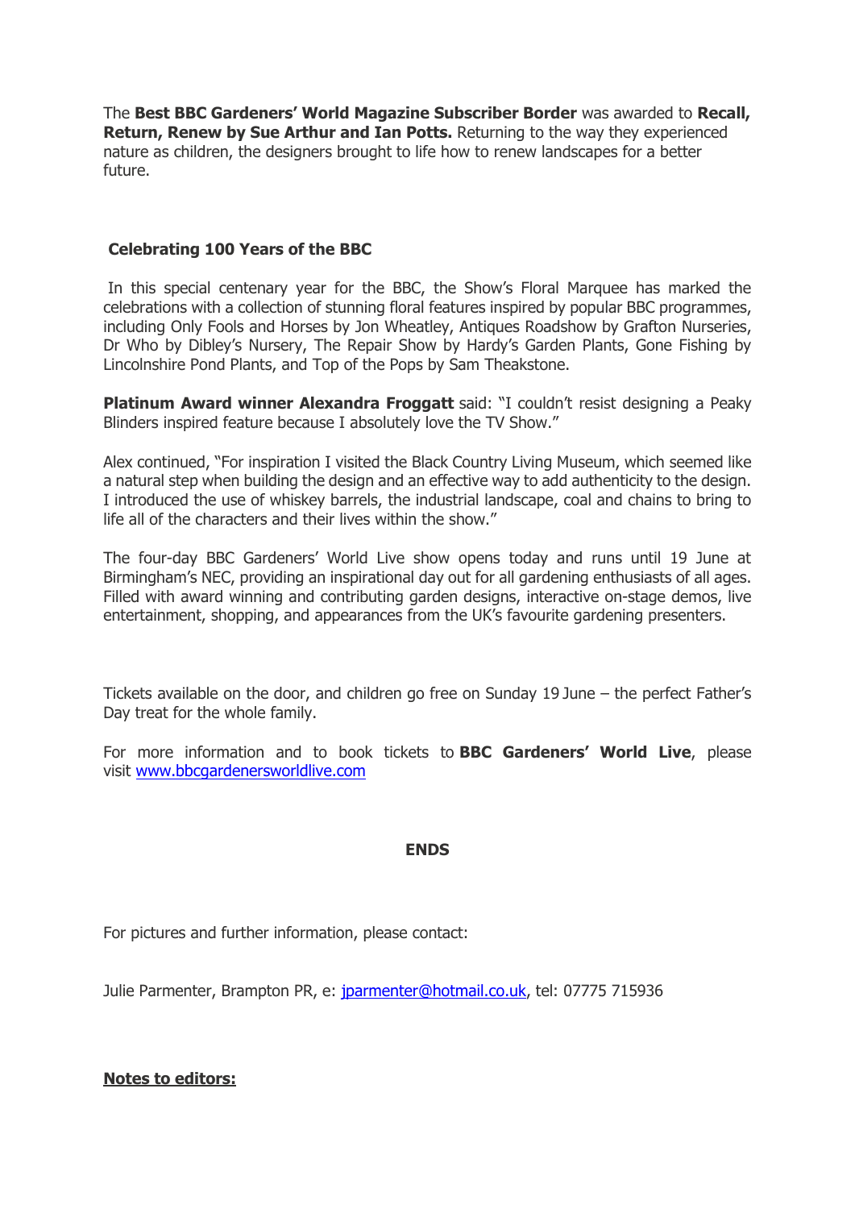The **Best BBC Gardeners' World Magazine Subscriber Border** was awarded to **Recall, Return, Renew by Sue Arthur and Ian Potts.** Returning to the way they experienced nature as children, the designers brought to life how to renew landscapes for a better future.

### Celebrating 100 Years of the BBC

In this special centenary year for the BBC, the Show's Floral Marquee has marked the celebrations with a collection of stunning floral features inspired by popular BBC programmes, including Only Fools and Horses by Jon Wheatley, Antiques Roadshow by Grafton Nurseries, Dr Who by Dibley's Nursery, The Repair Show by Hardy's Garden Plants, Gone Fishing by Lincolnshire Pond Plants, and Top of the Pops by Sam Theakstone.

**Platinum Award winner Alexandra Froggatt** said: "I couldn't resist designing a Peaky Blinders inspired feature because I absolutely love the TV Show."

Alex continued, "For inspiration I visited the Black Country Living Museum, which seemed like a natural step when building the design and an effective way to add authenticity to the design. I introduced the use of whiskey barrels, the industrial landscape, coal and chains to bring to life all of the characters and their lives within the show."

The four-day BBC Gardeners' World Live show opens today and runs until 19 June at Birmingham's NEC, providing an inspirational day out for all gardening enthusiasts of all ages. Filled with award winning and contributing garden designs, interactive on-stage demos, live entertainment, shopping, and appearances from the UK's favourite gardening presenters.

Tickets available on the door, and children go free on Sunday 19 June – the perfect Father's Day treat for the whole family.

For more information and to book tickets to **BBC Gardeners' World Live**, please visit [www.bbcgardenersworldlive.com](http://www.bbcgardenersworldlive.com)

**ENDS**

For pictures and further information, please contact:

Julie Parmenter, Brampton PR, e: [jparmenter@hotmail.co.uk](mailto:jparmenter@hotmail.co.uk), tel: 07775 715936

**Notes to editors:**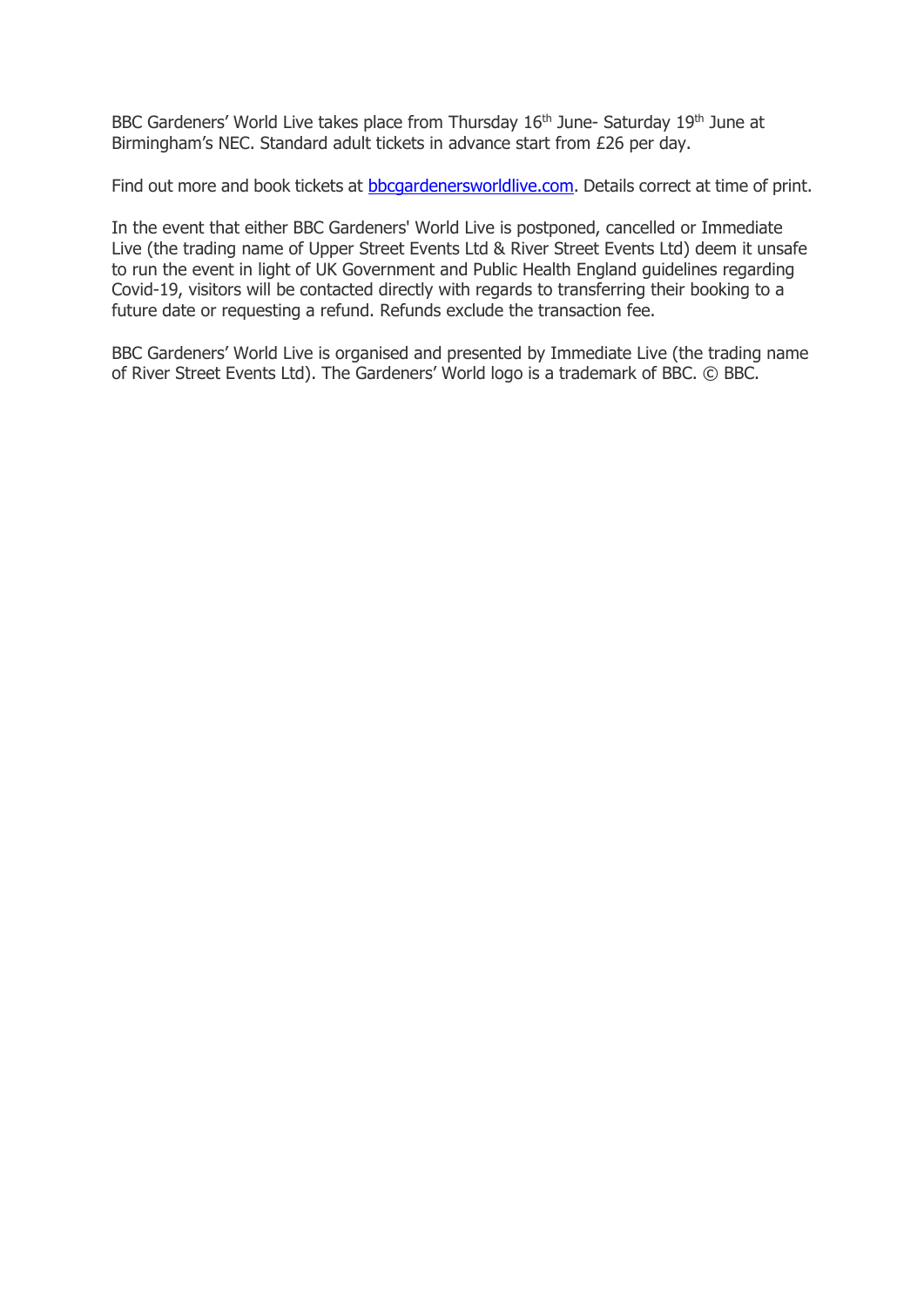BBC Gardeners' World Live takes place from Thursday 16th June- Saturday 19th June at Birmingham's NEC. Standard adult tickets in advance start from £26 per day.

Find out more and book tickets at bbcgardenersworldlive.com. Details correct at time of print.

In the event that either BBC Gardeners' World Live is postponed, cancelled or Immediate Live (the trading name of Upper Street Events Ltd & River Street Events Ltd) deem it unsafe to run the event in light of UK Government and Public Health England guidelines regarding Covid-19, visitors will be contacted directly with regards to transferring their booking to a future date or requesting a refund. Refunds exclude the transaction fee.

BBC Gardeners' World Live is organised and presented by Immediate Live (the trading name of River Street Events Ltd). The Gardeners' World logo is a trademark of BBC. © BBC.